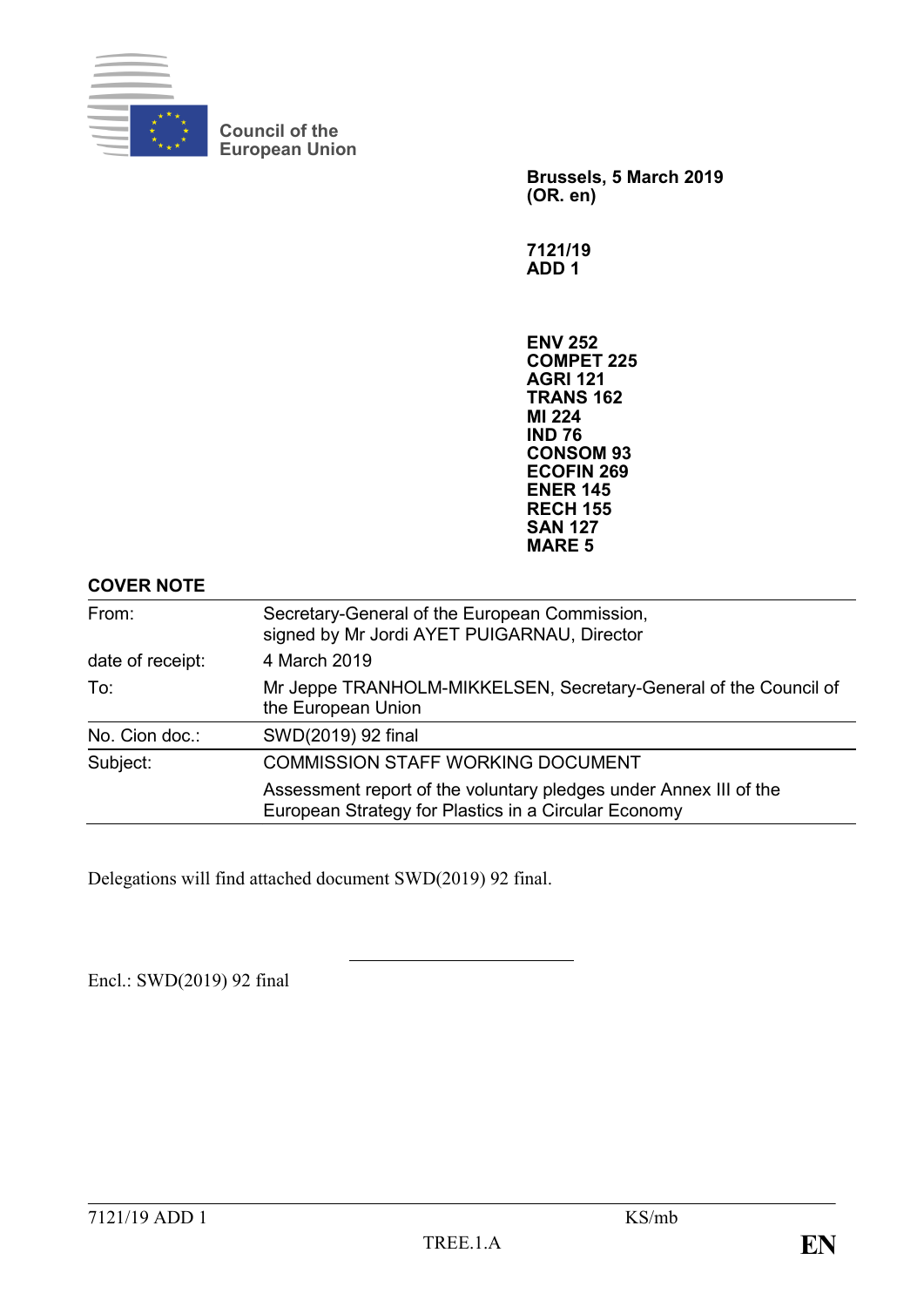Council of the
European Union

**Brussels, 5 March 2019**
**(OR. en)**

**7121/19**
**ADD 1**

**ENV 252**
**COMPET 225**
**AGRI 121**
**TRANS 162**
**MI 224**
**IND 76**
**CONSOM 93**
**ECOFIN 269**
**ENER 145**
**RECH 155**
**SAN 127**
**MARE 5**

**COVER NOTE**

| | |
|---|---|
| From: | Secretary-General of the European Commission, signed by Mr Jordi AYET PUIGARNAU, Director |
| date of receipt: | 4 March 2019 |
| To: | Mr Jeppe TRANHOLM-MIKKELSEN, Secretary-General of the Council of the European Union |
| No. Cion doc.: | SWD(2019) 92 final |
| Subject: | COMMISSION STAFF WORKING DOCUMENT<br>Assessment report of the voluntary pledges under Annex III of the European Strategy for Plastics in a Circular Economy |

Delegations will find attached document SWD(2019) 92 final.

Encl.: SWD(2019) 92 final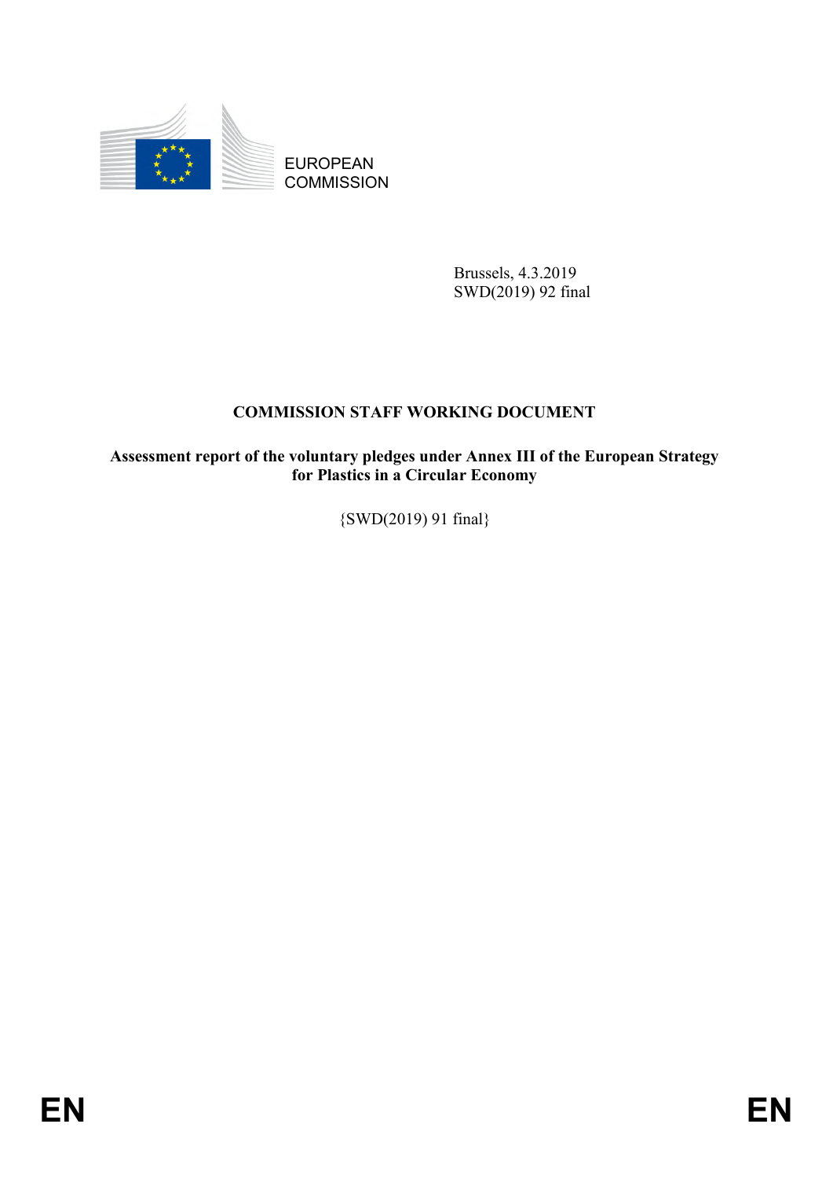EUROPEAN COMMISSION

Brussels, 4.3.2019
SWD(2019) 92 final

**COMMISSION STAFF WORKING DOCUMENT**

**Assessment report of the voluntary pledges under Annex III of the European Strategy for Plastics in a Circular Economy**

{SWD(2019) 91 final}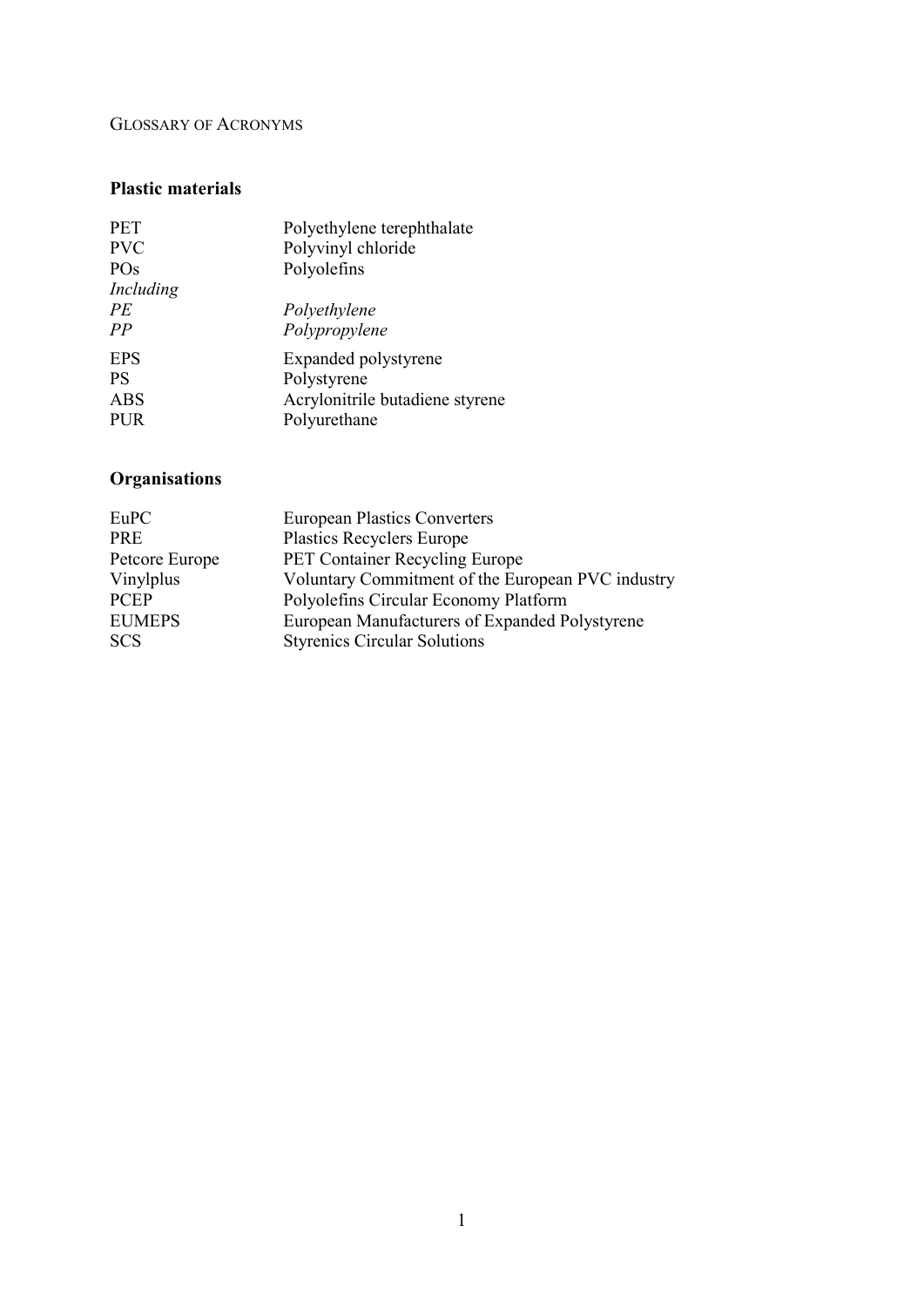# GLOSSARY OF ACRONYMS

## Plastic materials

| | |
|---|---|
| PET | Polyethylene terephthalate |
| PVC | Polyvinyl chloride |
| POs | Polyolefins |
| *Including* | |
| *PE* | *Polyethylene* |
| *PP* | *Polypropylene* |
| EPS | Expanded polystyrene |
| PS | Polystyrene |
| ABS | Acrylonitrile butadiene styrene |
| PUR | Polyurethane |

## Organisations

| | |
|---|---|
| EuPC | European Plastics Converters |
| PRE | Plastics Recyclers Europe |
| Petcore Europe | PET Container Recycling Europe |
| Vinylplus | Voluntary Commitment of the European PVC industry |
| PCEP | Polyolefins Circular Economy Platform |
| EUMEPS | European Manufacturers of Expanded Polystyrene |
| SCS | Styrenics Circular Solutions |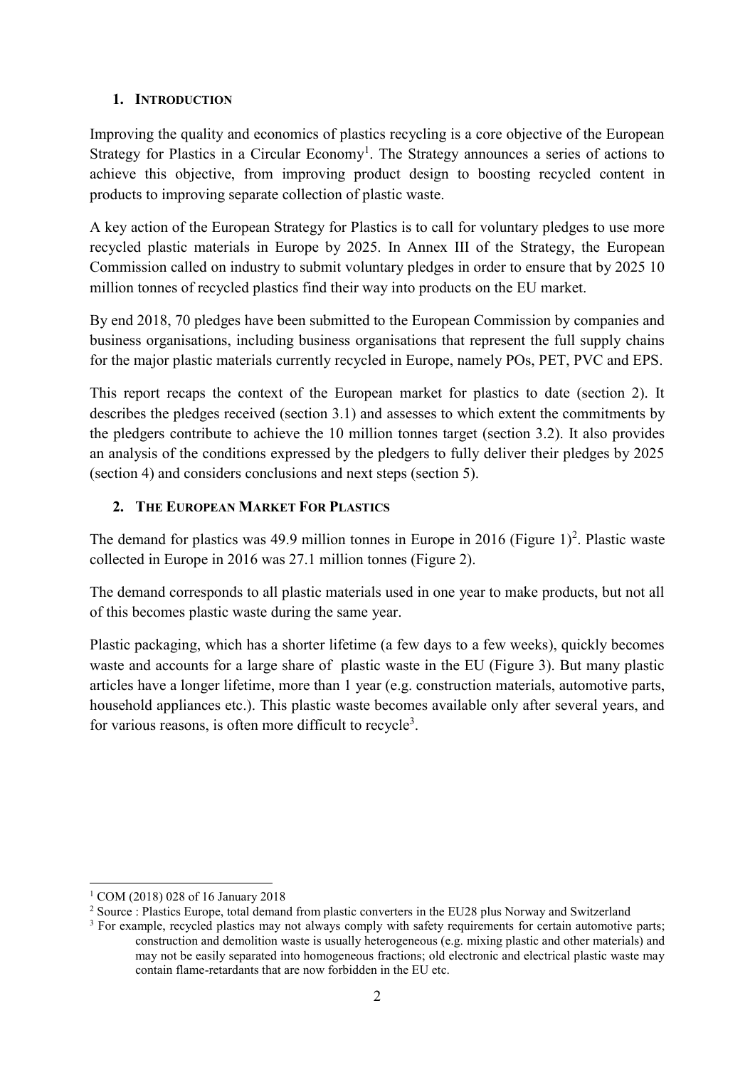## 1. INTRODUCTION

Improving the quality and economics of plastics recycling is a core objective of the European Strategy for Plastics in a Circular Economy[1]. The Strategy announces a series of actions to achieve this objective, from improving product design to boosting recycled content in products to improving separate collection of plastic waste.

A key action of the European Strategy for Plastics is to call for voluntary pledges to use more recycled plastic materials in Europe by 2025. In Annex III of the Strategy, the European Commission called on industry to submit voluntary pledges in order to ensure that by 2025 10 million tonnes of recycled plastics find their way into products on the EU market.

By end 2018, 70 pledges have been submitted to the European Commission by companies and business organisations, including business organisations that represent the full supply chains for the major plastic materials currently recycled in Europe, namely POs, PET, PVC and EPS.

This report recaps the context of the European market for plastics to date (section 2). It describes the pledges received (section 3.1) and assesses to which extent the commitments by the pledgers contribute to achieve the 10 million tonnes target (section 3.2). It also provides an analysis of the conditions expressed by the pledgers to fully deliver their pledges by 2025 (section 4) and considers conclusions and next steps (section 5).

## 2. THE EUROPEAN MARKET FOR PLASTICS

The demand for plastics was 49.9 million tonnes in Europe in 2016 (Figure 1)[2]. Plastic waste collected in Europe in 2016 was 27.1 million tonnes (Figure 2).

The demand corresponds to all plastic materials used in one year to make products, but not all of this becomes plastic waste during the same year.

Plastic packaging, which has a shorter lifetime (a few days to a few weeks), quickly becomes waste and accounts for a large share of plastic waste in the EU (Figure 3). But many plastic articles have a longer lifetime, more than 1 year (e.g. construction materials, automotive parts, household appliances etc.). This plastic waste becomes available only after several years, and for various reasons, is often more difficult to recycle[3].

---

[1] COM (2018) 028 of 16 January 2018

[2] Source : Plastics Europe, total demand from plastic converters in the EU28 plus Norway and Switzerland

[3] For example, recycled plastics may not always comply with safety requirements for certain automotive parts; construction and demolition waste is usually heterogeneous (e.g. mixing plastic and other materials) and may not be easily separated into homogeneous fractions; old electronic and electrical plastic waste may contain flame-retardants that are now forbidden in the EU etc.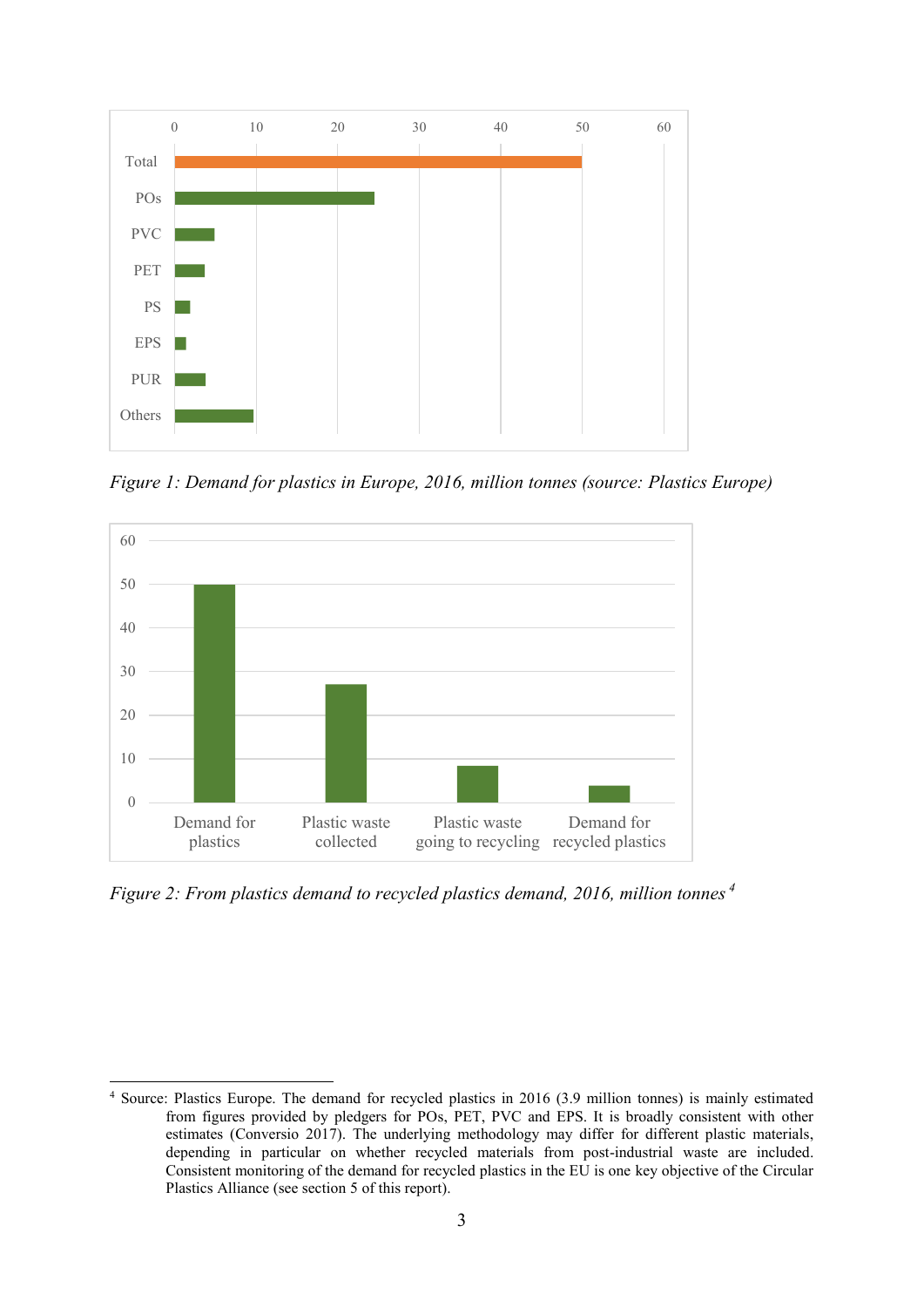*Figure 1: Demand for plastics in Europe, 2016, million tonnes (source: Plastics Europe)*

*Figure 2: From plastics demand to recycled plastics demand, 2016, million tonnes* [4]

---

[4] Source: Plastics Europe. The demand for recycled plastics in 2016 (3.9 million tonnes) is mainly estimated from figures provided by pledgers for POs, PET, PVC and EPS. It is broadly consistent with other estimates (Conversio 2017). The underlying methodology may differ for different plastic materials, depending in particular on whether recycled materials from post-industrial waste are included. Consistent monitoring of the demand for recycled plastics in the EU is one key objective of the Circular Plastics Alliance (see section 5 of this report).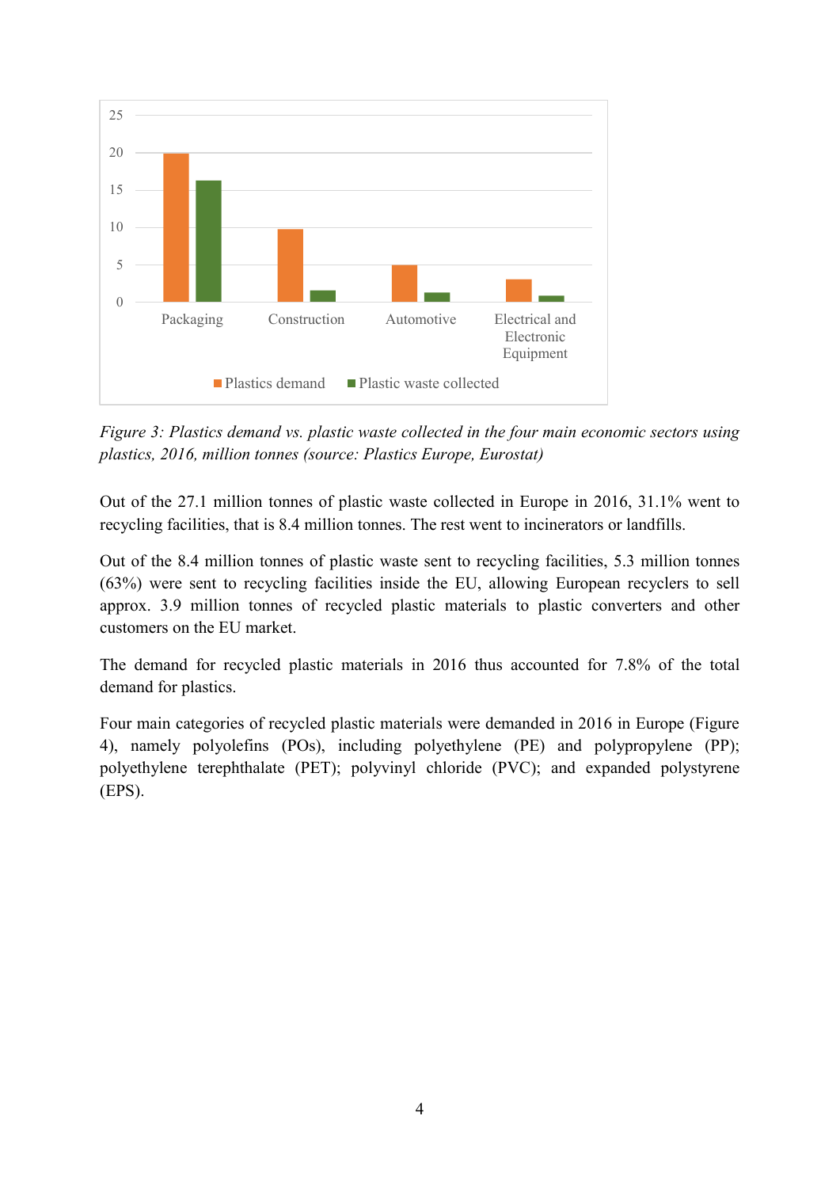*Figure 3: Plastics demand vs. plastic waste collected in the four main economic sectors using plastics, 2016, million tonnes (source: Plastics Europe, Eurostat)*

Out of the 27.1 million tonnes of plastic waste collected in Europe in 2016, 31.1% went to recycling facilities, that is 8.4 million tonnes. The rest went to incinerators or landfills.

Out of the 8.4 million tonnes of plastic waste sent to recycling facilities, 5.3 million tonnes (63%) were sent to recycling facilities inside the EU, allowing European recyclers to sell approx. 3.9 million tonnes of recycled plastic materials to plastic converters and other customers on the EU market.

The demand for recycled plastic materials in 2016 thus accounted for 7.8% of the total demand for plastics.

Four main categories of recycled plastic materials were demanded in 2016 in Europe (Figure 4), namely polyolefins (POs), including polyethylene (PE) and polypropylene (PP); polyethylene terephthalate (PET); polyvinyl chloride (PVC); and expanded polystyrene (EPS).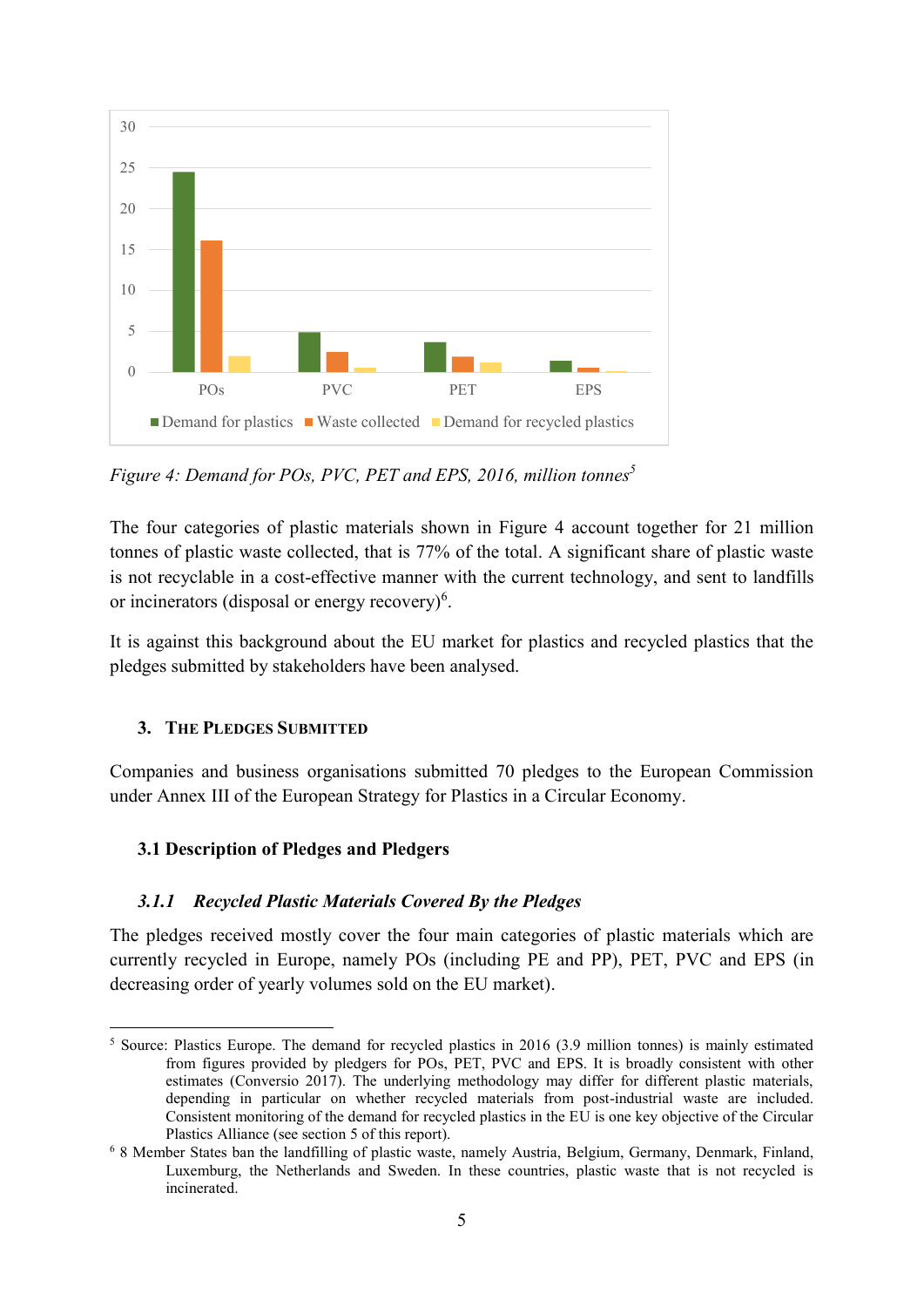Figure 4: *Demand for POs, PVC, PET and EPS, 2016, million tonnes*[5]

The four categories of plastic materials shown in Figure 4 account together for 21 million tonnes of plastic waste collected, that is 77% of the total. A significant share of plastic waste is not recyclable in a cost-effective manner with the current technology, and sent to landfills or incinerators (disposal or energy recovery)[6].

It is against this background about the EU market for plastics and recycled plastics that the pledges submitted by stakeholders have been analysed.

## 3. THE PLEDGES SUBMITTED

Companies and business organisations submitted 70 pledges to the European Commission under Annex III of the European Strategy for Plastics in a Circular Economy.

### 3.1 Description of Pledges and Pledgers

#### *3.1.1 Recycled Plastic Materials Covered By the Pledges*

The pledges received mostly cover the four main categories of plastic materials which are currently recycled in Europe, namely POs (including PE and PP), PET, PVC and EPS (in decreasing order of yearly volumes sold on the EU market).

---

[5] Source: Plastics Europe. The demand for recycled plastics in 2016 (3.9 million tonnes) is mainly estimated from figures provided by pledgers for POs, PET, PVC and EPS. It is broadly consistent with other estimates (Conversio 2017). The underlying methodology may differ for different plastic materials, depending in particular on whether recycled materials from post-industrial waste are included. Consistent monitoring of the demand for recycled plastics in the EU is one key objective of the Circular Plastics Alliance (see section 5 of this report).

[6] 8 Member States ban the landfilling of plastic waste, namely Austria, Belgium, Germany, Denmark, Finland, Luxemburg, the Netherlands and Sweden. In these countries, plastic waste that is not recycled is incinerated.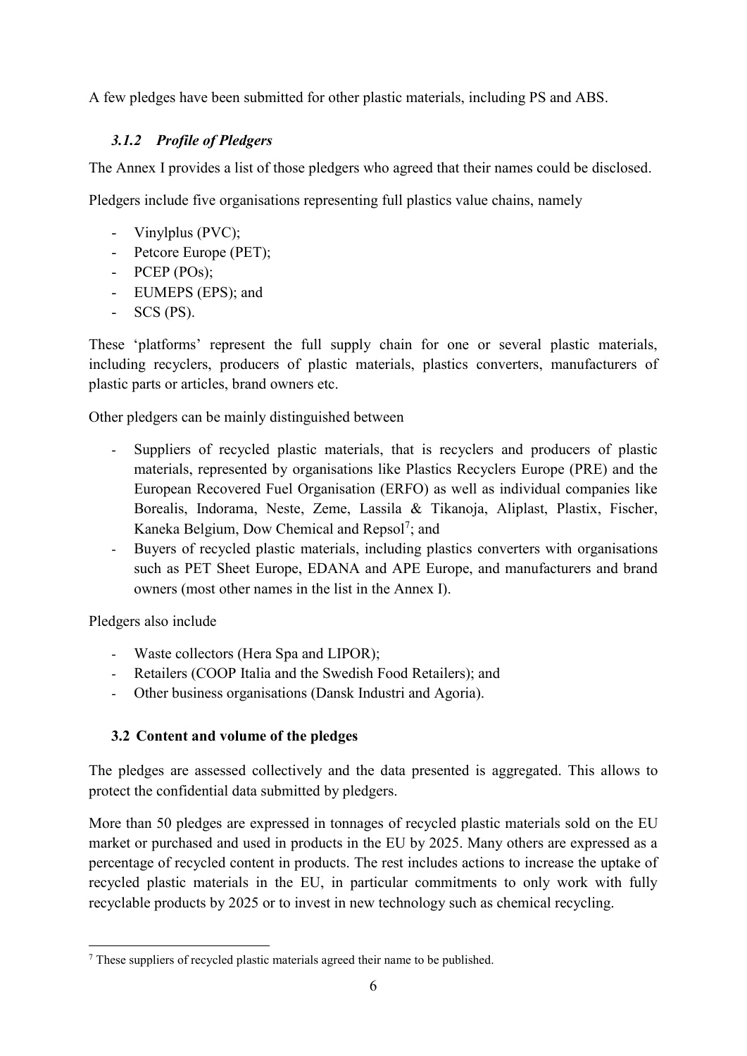A few pledges have been submitted for other plastic materials, including PS and ABS.

### *3.1.2 Profile of Pledgers*

The Annex I provides a list of those pledgers who agreed that their names could be disclosed.

Pledgers include five organisations representing full plastics value chains, namely

- Vinylplus (PVC);
- Petcore Europe (PET);
- PCEP (POs);
- EUMEPS (EPS); and
- SCS (PS).

These 'platforms' represent the full supply chain for one or several plastic materials, including recyclers, producers of plastic materials, plastics converters, manufacturers of plastic parts or articles, brand owners etc.

Other pledgers can be mainly distinguished between

- Suppliers of recycled plastic materials, that is recyclers and producers of plastic materials, represented by organisations like Plastics Recyclers Europe (PRE) and the European Recovered Fuel Organisation (ERFO) as well as individual companies like Borealis, Indorama, Neste, Zeme, Lassila & Tikanoja, Aliplast, Plastix, Fischer, Kaneka Belgium, Dow Chemical and Repsol[7]; and
- Buyers of recycled plastic materials, including plastics converters with organisations such as PET Sheet Europe, EDANA and APE Europe, and manufacturers and brand owners (most other names in the list in the Annex I).

Pledgers also include

- Waste collectors (Hera Spa and LIPOR);
- Retailers (COOP Italia and the Swedish Food Retailers); and
- Other business organisations (Dansk Industri and Agoria).

## 3.2 Content and volume of the pledges

The pledges are assessed collectively and the data presented is aggregated. This allows to protect the confidential data submitted by pledgers.

More than 50 pledges are expressed in tonnages of recycled plastic materials sold on the EU market or purchased and used in products in the EU by 2025. Many others are expressed as a percentage of recycled content in products. The rest includes actions to increase the uptake of recycled plastic materials in the EU, in particular commitments to only work with fully recyclable products by 2025 or to invest in new technology such as chemical recycling.

[7] These suppliers of recycled plastic materials agreed their name to be published.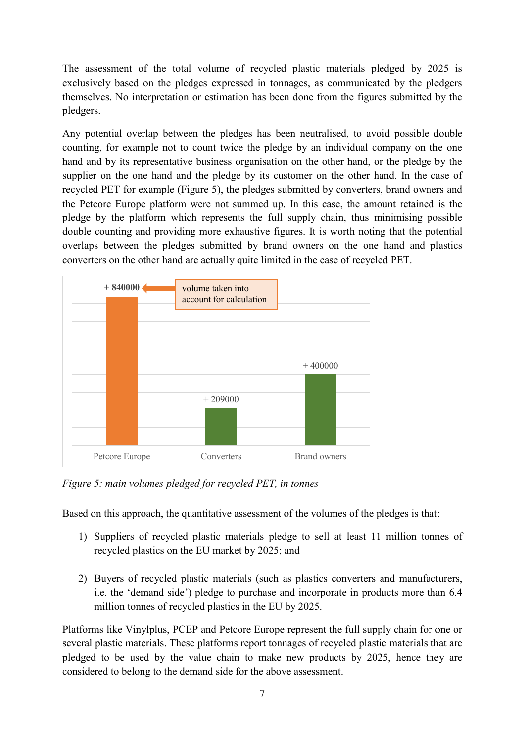The assessment of the total volume of recycled plastic materials pledged by 2025 is exclusively based on the pledges expressed in tonnages, as communicated by the pledgers themselves. No interpretation or estimation has been done from the figures submitted by the pledgers.

Any potential overlap between the pledges has been neutralised, to avoid possible double counting, for example not to count twice the pledge by an individual company on the one hand and by its representative business organisation on the other hand, or the pledge by the supplier on the one hand and the pledge by its customer on the other hand. In the case of recycled PET for example (Figure 5), the pledges submitted by converters, brand owners and the Petcore Europe platform were not summed up. In this case, the amount retained is the pledge by the platform which represents the full supply chain, thus minimising possible double counting and providing more exhaustive figures. It is worth noting that the potential overlaps between the pledges submitted by brand owners on the one hand and plastics converters on the other hand are actually quite limited in the case of recycled PET.

| | Petcore Europe | Converters | Brand owners |
|---|---|---|---|
| Volume pledged (tonnes) | + 840000 (volume taken into account for calculation) | + 209000 | + 400000 |

*Figure 5: main volumes pledged for recycled PET, in tonnes*

Based on this approach, the quantitative assessment of the volumes of the pledges is that:

1) Suppliers of recycled plastic materials pledge to sell at least 11 million tonnes of recycled plastics on the EU market by 2025; and

2) Buyers of recycled plastic materials (such as plastics converters and manufacturers, i.e. the 'demand side') pledge to purchase and incorporate in products more than 6.4 million tonnes of recycled plastics in the EU by 2025.

Platforms like Vinylplus, PCEP and Petcore Europe represent the full supply chain for one or several plastic materials. These platforms report tonnages of recycled plastic materials that are pledged to be used by the value chain to make new products by 2025, hence they are considered to belong to the demand side for the above assessment.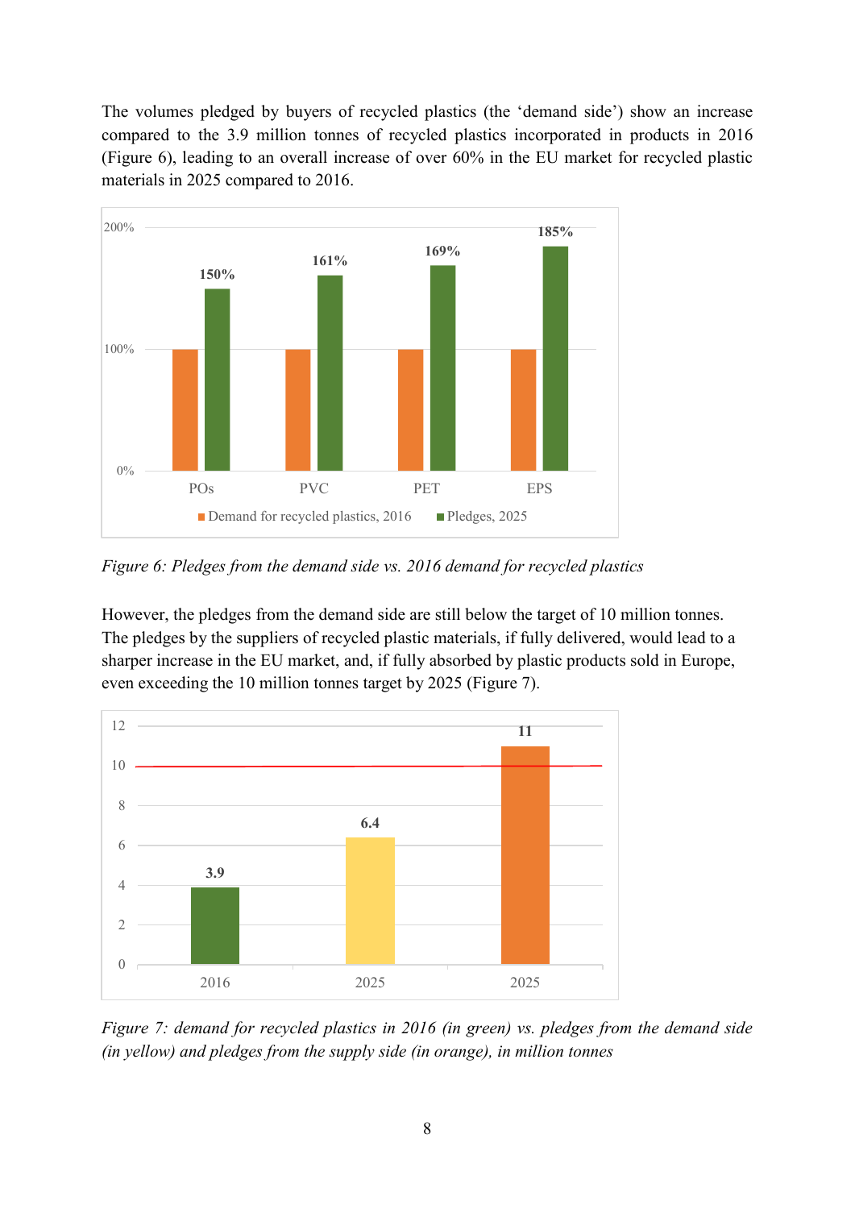The volumes pledged by buyers of recycled plastics (the ‘demand side’) show an increase compared to the 3.9 million tonnes of recycled plastics incorporated in products in 2016 (Figure 6), leading to an overall increase of over 60% in the EU market for recycled plastic materials in 2025 compared to 2016.

| | Demand for recycled plastics, 2016 | Pledges, 2025 |
|---|---|---|
| POs | 100% | 150% |
| PVC | 100% | 161% |
| PET | 100% | 169% |
| EPS | 100% | 185% |

*Figure 6: Pledges from the demand side vs. 2016 demand for recycled plastics*

However, the pledges from the demand side are still below the target of 10 million tonnes. The pledges by the suppliers of recycled plastic materials, if fully delivered, would lead to a sharper increase in the EU market, and, if fully absorbed by plastic products sold in Europe, even exceeding the 10 million tonnes target by 2025 (Figure 7).

| Year | Million tonnes |
|---|---|
| 2016 | 3.9 |
| 2025 | 6.4 |
| 2025 | 11 |

*Figure 7: demand for recycled plastics in 2016 (in green) vs. pledges from the demand side (in yellow) and pledges from the supply side (in orange), in million tonnes*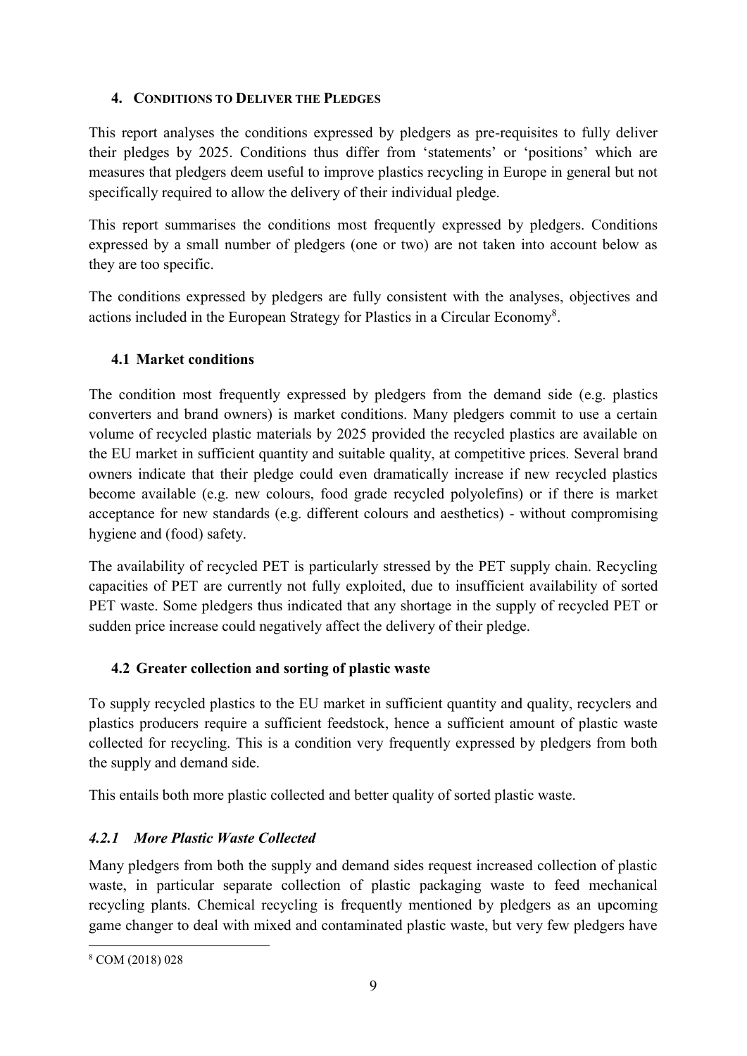## 4. CONDITIONS TO DELIVER THE PLEDGES

This report analyses the conditions expressed by pledgers as pre-requisites to fully deliver their pledges by 2025. Conditions thus differ from 'statements' or 'positions' which are measures that pledgers deem useful to improve plastics recycling in Europe in general but not specifically required to allow the delivery of their individual pledge.

This report summarises the conditions most frequently expressed by pledgers. Conditions expressed by a small number of pledgers (one or two) are not taken into account below as they are too specific.

The conditions expressed by pledgers are fully consistent with the analyses, objectives and actions included in the European Strategy for Plastics in a Circular Economy[8].

### 4.1 Market conditions

The condition most frequently expressed by pledgers from the demand side (e.g. plastics converters and brand owners) is market conditions. Many pledgers commit to use a certain volume of recycled plastic materials by 2025 provided the recycled plastics are available on the EU market in sufficient quantity and suitable quality, at competitive prices. Several brand owners indicate that their pledge could even dramatically increase if new recycled plastics become available (e.g. new colours, food grade recycled polyolefins) or if there is market acceptance for new standards (e.g. different colours and aesthetics) - without compromising hygiene and (food) safety.

The availability of recycled PET is particularly stressed by the PET supply chain. Recycling capacities of PET are currently not fully exploited, due to insufficient availability of sorted PET waste. Some pledgers thus indicated that any shortage in the supply of recycled PET or sudden price increase could negatively affect the delivery of their pledge.

### 4.2 Greater collection and sorting of plastic waste

To supply recycled plastics to the EU market in sufficient quantity and quality, recyclers and plastics producers require a sufficient feedstock, hence a sufficient amount of plastic waste collected for recycling. This is a condition very frequently expressed by pledgers from both the supply and demand side.

This entails both more plastic collected and better quality of sorted plastic waste.

#### *4.2.1 More Plastic Waste Collected*

Many pledgers from both the supply and demand sides request increased collection of plastic waste, in particular separate collection of plastic packaging waste to feed mechanical recycling plants. Chemical recycling is frequently mentioned by pledgers as an upcoming game changer to deal with mixed and contaminated plastic waste, but very few pledgers have

[8] COM (2018) 028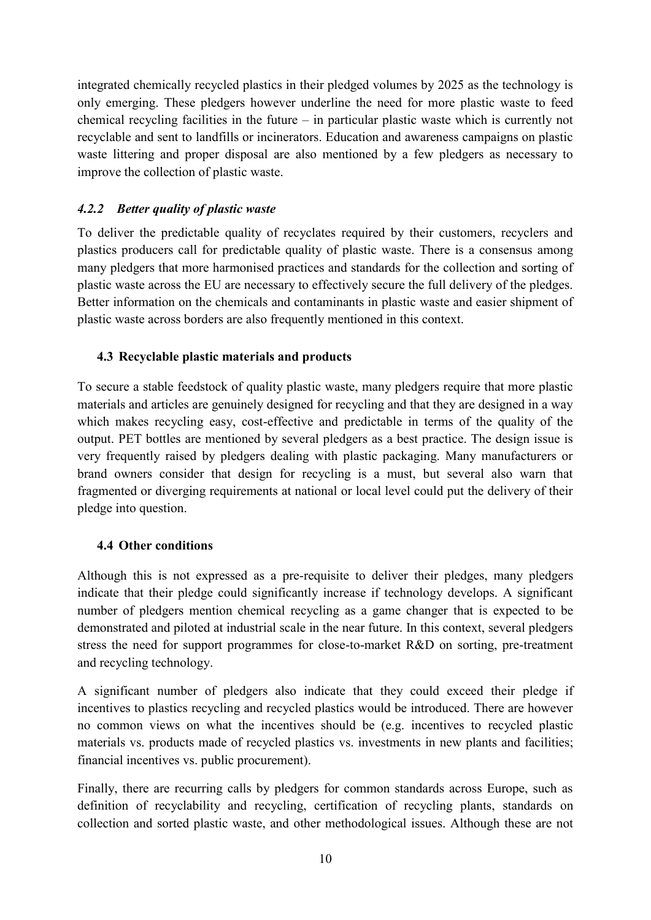integrated chemically recycled plastics in their pledged volumes by 2025 as the technology is only emerging. These pledgers however underline the need for more plastic waste to feed chemical recycling facilities in the future – in particular plastic waste which is currently not recyclable and sent to landfills or incinerators. Education and awareness campaigns on plastic waste littering and proper disposal are also mentioned by a few pledgers as necessary to improve the collection of plastic waste.

#### *4.2.2 Better quality of plastic waste*

To deliver the predictable quality of recyclates required by their customers, recyclers and plastics producers call for predictable quality of plastic waste. There is a consensus among many pledgers that more harmonised practices and standards for the collection and sorting of plastic waste across the EU are necessary to effectively secure the full delivery of the pledges. Better information on the chemicals and contaminants in plastic waste and easier shipment of plastic waste across borders are also frequently mentioned in this context.

### 4.3 Recyclable plastic materials and products

To secure a stable feedstock of quality plastic waste, many pledgers require that more plastic materials and articles are genuinely designed for recycling and that they are designed in a way which makes recycling easy, cost-effective and predictable in terms of the quality of the output. PET bottles are mentioned by several pledgers as a best practice. The design issue is very frequently raised by pledgers dealing with plastic packaging. Many manufacturers or brand owners consider that design for recycling is a must, but several also warn that fragmented or diverging requirements at national or local level could put the delivery of their pledge into question.

### 4.4 Other conditions

Although this is not expressed as a pre-requisite to deliver their pledges, many pledgers indicate that their pledge could significantly increase if technology develops. A significant number of pledgers mention chemical recycling as a game changer that is expected to be demonstrated and piloted at industrial scale in the near future. In this context, several pledgers stress the need for support programmes for close-to-market R&D on sorting, pre-treatment and recycling technology.

A significant number of pledgers also indicate that they could exceed their pledge if incentives to plastics recycling and recycled plastics would be introduced. There are however no common views on what the incentives should be (e.g. incentives to recycled plastic materials vs. products made of recycled plastics vs. investments in new plants and facilities; financial incentives vs. public procurement).

Finally, there are recurring calls by pledgers for common standards across Europe, such as definition of recyclability and recycling, certification of recycling plants, standards on collection and sorted plastic waste, and other methodological issues. Although these are not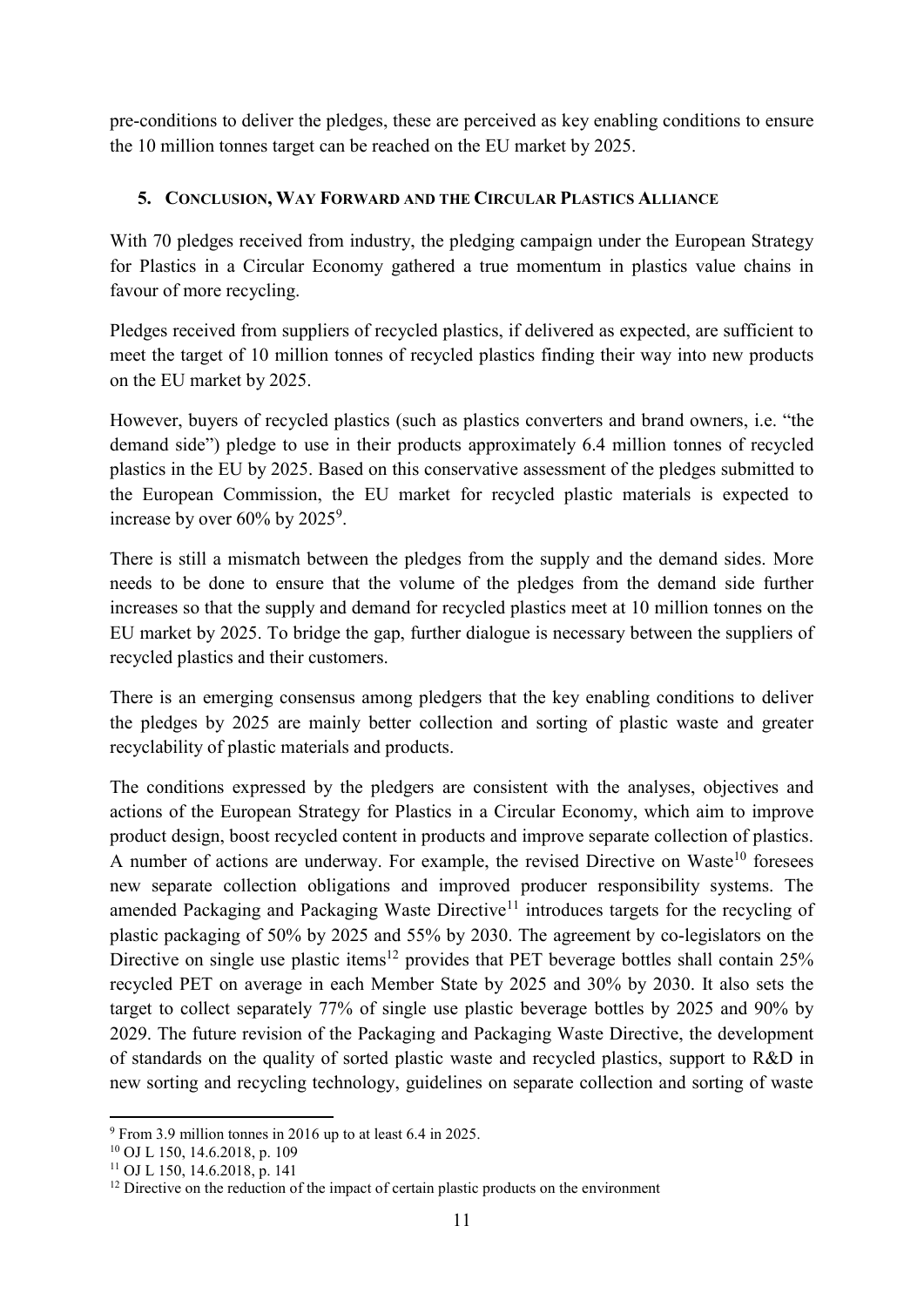pre-conditions to deliver the pledges, these are perceived as key enabling conditions to ensure the 10 million tonnes target can be reached on the EU market by 2025.

## 5. Conclusion, Way Forward and the Circular Plastics Alliance

With 70 pledges received from industry, the pledging campaign under the European Strategy for Plastics in a Circular Economy gathered a true momentum in plastics value chains in favour of more recycling.

Pledges received from suppliers of recycled plastics, if delivered as expected, are sufficient to meet the target of 10 million tonnes of recycled plastics finding their way into new products on the EU market by 2025.

However, buyers of recycled plastics (such as plastics converters and brand owners, i.e. "the demand side") pledge to use in their products approximately 6.4 million tonnes of recycled plastics in the EU by 2025. Based on this conservative assessment of the pledges submitted to the European Commission, the EU market for recycled plastic materials is expected to increase by over 60% by 2025[9].

There is still a mismatch between the pledges from the supply and the demand sides. More needs to be done to ensure that the volume of the pledges from the demand side further increases so that the supply and demand for recycled plastics meet at 10 million tonnes on the EU market by 2025. To bridge the gap, further dialogue is necessary between the suppliers of recycled plastics and their customers.

There is an emerging consensus among pledgers that the key enabling conditions to deliver the pledges by 2025 are mainly better collection and sorting of plastic waste and greater recyclability of plastic materials and products.

The conditions expressed by the pledgers are consistent with the analyses, objectives and actions of the European Strategy for Plastics in a Circular Economy, which aim to improve product design, boost recycled content in products and improve separate collection of plastics. A number of actions are underway. For example, the revised Directive on Waste[10] foresees new separate collection obligations and improved producer responsibility systems. The amended Packaging and Packaging Waste Directive[11] introduces targets for the recycling of plastic packaging of 50% by 2025 and 55% by 2030. The agreement by co-legislators on the Directive on single use plastic items[12] provides that PET beverage bottles shall contain 25% recycled PET on average in each Member State by 2025 and 30% by 2030. It also sets the target to collect separately 77% of single use plastic beverage bottles by 2025 and 90% by 2029. The future revision of the Packaging and Packaging Waste Directive, the development of standards on the quality of sorted plastic waste and recycled plastics, support to R&D in new sorting and recycling technology, guidelines on separate collection and sorting of waste

---

[9] From 3.9 million tonnes in 2016 up to at least 6.4 in 2025.

[10] OJ L 150, 14.6.2018, p. 109

[11] OJ L 150, 14.6.2018, p. 141

[12] Directive on the reduction of the impact of certain plastic products on the environment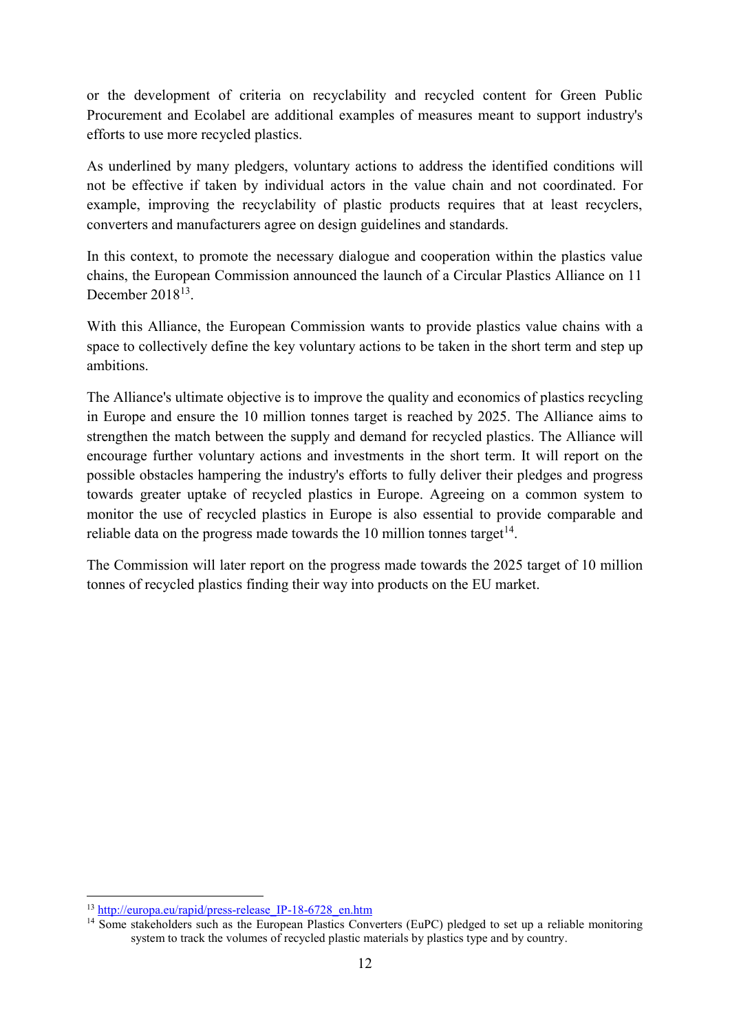or the development of criteria on recyclability and recycled content for Green Public Procurement and Ecolabel are additional examples of measures meant to support industry's efforts to use more recycled plastics.

As underlined by many pledgers, voluntary actions to address the identified conditions will not be effective if taken by individual actors in the value chain and not coordinated. For example, improving the recyclability of plastic products requires that at least recyclers, converters and manufacturers agree on design guidelines and standards.

In this context, to promote the necessary dialogue and cooperation within the plastics value chains, the European Commission announced the launch of a Circular Plastics Alliance on 11 December 2018[13].

With this Alliance, the European Commission wants to provide plastics value chains with a space to collectively define the key voluntary actions to be taken in the short term and step up ambitions.

The Alliance's ultimate objective is to improve the quality and economics of plastics recycling in Europe and ensure the 10 million tonnes target is reached by 2025. The Alliance aims to strengthen the match between the supply and demand for recycled plastics. The Alliance will encourage further voluntary actions and investments in the short term. It will report on the possible obstacles hampering the industry's efforts to fully deliver their pledges and progress towards greater uptake of recycled plastics in Europe. Agreeing on a common system to monitor the use of recycled plastics in Europe is also essential to provide comparable and reliable data on the progress made towards the 10 million tonnes target[14].

The Commission will later report on the progress made towards the 2025 target of 10 million tonnes of recycled plastics finding their way into products on the EU market.

---

[13] http://europa.eu/rapid/press-release_IP-18-6728_en.htm

[14] Some stakeholders such as the European Plastics Converters (EuPC) pledged to set up a reliable monitoring system to track the volumes of recycled plastic materials by plastics type and by country.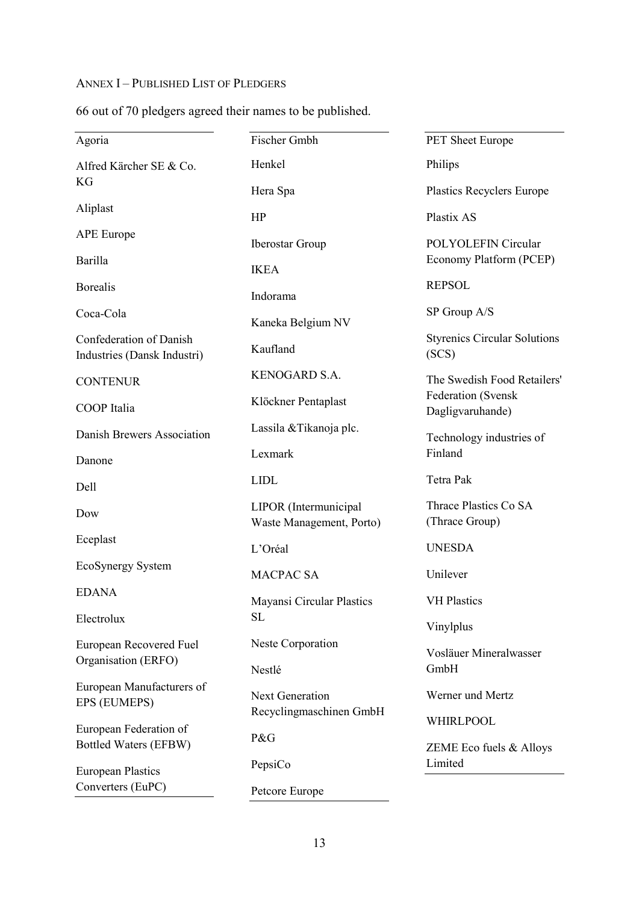ANNEX I – PUBLISHED LIST OF PLEDGERS

66 out of 70 pledgers agreed their names to be published.

- Agoria
- Alfred Kärcher SE & Co. KG
- Aliplast
- APE Europe
- Barilla
- Borealis
- Coca-Cola
- Confederation of Danish Industries (Dansk Industri)
- CONTENUR
- COOP Italia
- Danish Brewers Association
- Danone
- Dell
- Dow
- Eceplast
- EcoSynergy System
- EDANA
- Electrolux
- European Recovered Fuel Organisation (ERFO)
- European Manufacturers of EPS (EUMEPS)
- European Federation of Bottled Waters (EFBW)
- European Plastics Converters (EuPC)
- Fischer Gmbh
- Henkel
- Hera Spa
- HP
- Iberostar Group
- IKEA
- Indorama
- Kaneka Belgium NV
- Kaufland
- KENOGARD S.A.
- Klöckner Pentaplast
- Lassila &Tikanoja plc.
- Lexmark
- LIDL
- LIPOR (Intermunicipal Waste Management, Porto)
- L'Oréal
- MACPAC SA
- Mayansi Circular Plastics SL
- Neste Corporation
- Nestlé
- Next Generation Recyclingmaschinen GmbH
- P&G
- PepsiCo
- Petcore Europe
- PET Sheet Europe
- Philips
- Plastics Recyclers Europe
- Plastix AS
- POLYOLEFIN Circular Economy Platform (PCEP)
- REPSOL
- SP Group A/S
- Styrenics Circular Solutions (SCS)
- The Swedish Food Retailers' Federation (Svensk Dagligvaruhande)
- Technology industries of Finland
- Tetra Pak
- Thrace Plastics Co SA (Thrace Group)
- UNESDA
- Unilever
- VH Plastics
- Vinylplus
- Vosläuer Mineralwasser GmbH
- Werner und Mertz
- WHIRLPOOL
- ZEME Eco fuels & Alloys Limited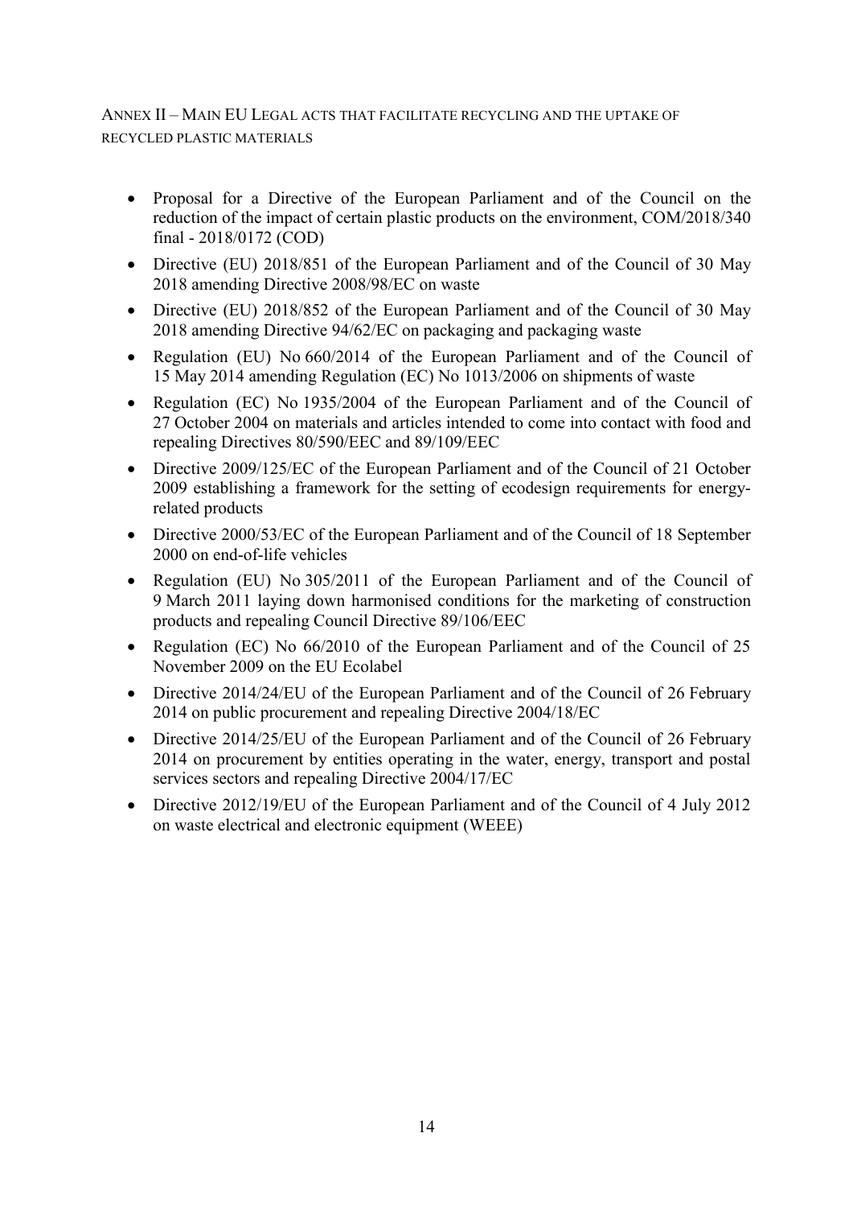## Annex II – Main EU Legal acts that facilitate recycling and the uptake of recycled plastic materials

- Proposal for a Directive of the European Parliament and of the Council on the reduction of the impact of certain plastic products on the environment, COM/2018/340 final - 2018/0172 (COD)
- Directive (EU) 2018/851 of the European Parliament and of the Council of 30 May 2018 amending Directive 2008/98/EC on waste
- Directive (EU) 2018/852 of the European Parliament and of the Council of 30 May 2018 amending Directive 94/62/EC on packaging and packaging waste
- Regulation (EU) No 660/2014 of the European Parliament and of the Council of 15 May 2014 amending Regulation (EC) No 1013/2006 on shipments of waste
- Regulation (EC) No 1935/2004 of the European Parliament and of the Council of 27 October 2004 on materials and articles intended to come into contact with food and repealing Directives 80/590/EEC and 89/109/EEC
- Directive 2009/125/EC of the European Parliament and of the Council of 21 October 2009 establishing a framework for the setting of ecodesign requirements for energy-related products
- Directive 2000/53/EC of the European Parliament and of the Council of 18 September 2000 on end-of-life vehicles
- Regulation (EU) No 305/2011 of the European Parliament and of the Council of 9 March 2011 laying down harmonised conditions for the marketing of construction products and repealing Council Directive 89/106/EEC
- Regulation (EC) No 66/2010 of the European Parliament and of the Council of 25 November 2009 on the EU Ecolabel
- Directive 2014/24/EU of the European Parliament and of the Council of 26 February 2014 on public procurement and repealing Directive 2004/18/EC
- Directive 2014/25/EU of the European Parliament and of the Council of 26 February 2014 on procurement by entities operating in the water, energy, transport and postal services sectors and repealing Directive 2004/17/EC
- Directive 2012/19/EU of the European Parliament and of the Council of 4 July 2012 on waste electrical and electronic equipment (WEEE)